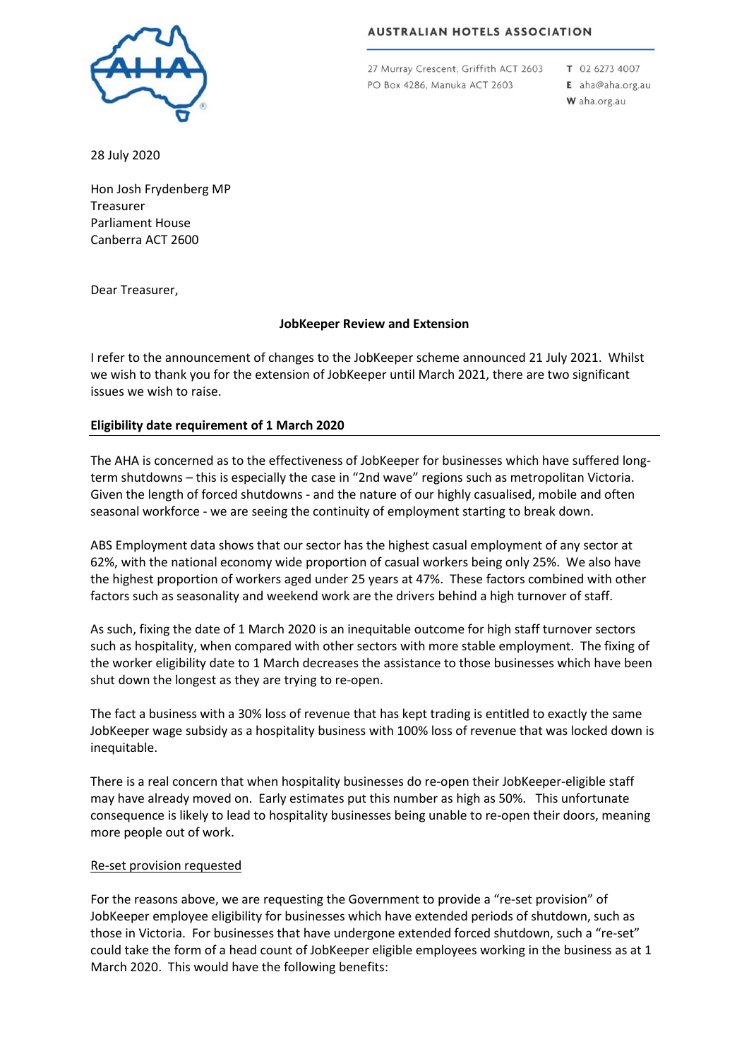**AUSTRALIAN HOTELS ASSOCIATION**

27 Murray Crescent, Griffith ACT 2603
PO Box 4286, Manuka ACT 2603

T 02 6273 4007
E aha@aha.org.au
W aha.org.au

28 July 2020

Hon Josh Frydenberg MP
Treasurer
Parliament House
Canberra ACT 2600

Dear Treasurer,

**JobKeeper Review and Extension**

I refer to the announcement of changes to the JobKeeper scheme announced 21 July 2021. Whilst we wish to thank you for the extension of JobKeeper until March 2021, there are two significant issues we wish to raise.

## Eligibility date requirement of 1 March 2020

The AHA is concerned as to the effectiveness of JobKeeper for businesses which have suffered long-term shutdowns – this is especially the case in "2nd wave" regions such as metropolitan Victoria. Given the length of forced shutdowns - and the nature of our highly casualised, mobile and often seasonal workforce - we are seeing the continuity of employment starting to break down.

ABS Employment data shows that our sector has the highest casual employment of any sector at 62%, with the national economy wide proportion of casual workers being only 25%. We also have the highest proportion of workers aged under 25 years at 47%. These factors combined with other factors such as seasonality and weekend work are the drivers behind a high turnover of staff.

As such, fixing the date of 1 March 2020 is an inequitable outcome for high staff turnover sectors such as hospitality, when compared with other sectors with more stable employment. The fixing of the worker eligibility date to 1 March decreases the assistance to those businesses which have been shut down the longest as they are trying to re-open.

The fact a business with a 30% loss of revenue that has kept trading is entitled to exactly the same JobKeeper wage subsidy as a hospitality business with 100% loss of revenue that was locked down is inequitable.

There is a real concern that when hospitality businesses do re-open their JobKeeper-eligible staff may have already moved on. Early estimates put this number as high as 50%. This unfortunate consequence is likely to lead to hospitality businesses being unable to re-open their doors, meaning more people out of work.

### Re-set provision requested

For the reasons above, we are requesting the Government to provide a "re-set provision" of JobKeeper employee eligibility for businesses which have extended periods of shutdown, such as those in Victoria. For businesses that have undergone extended forced shutdown, such a "re-set" could take the form of a head count of JobKeeper eligible employees working in the business as at 1 March 2020. This would have the following benefits: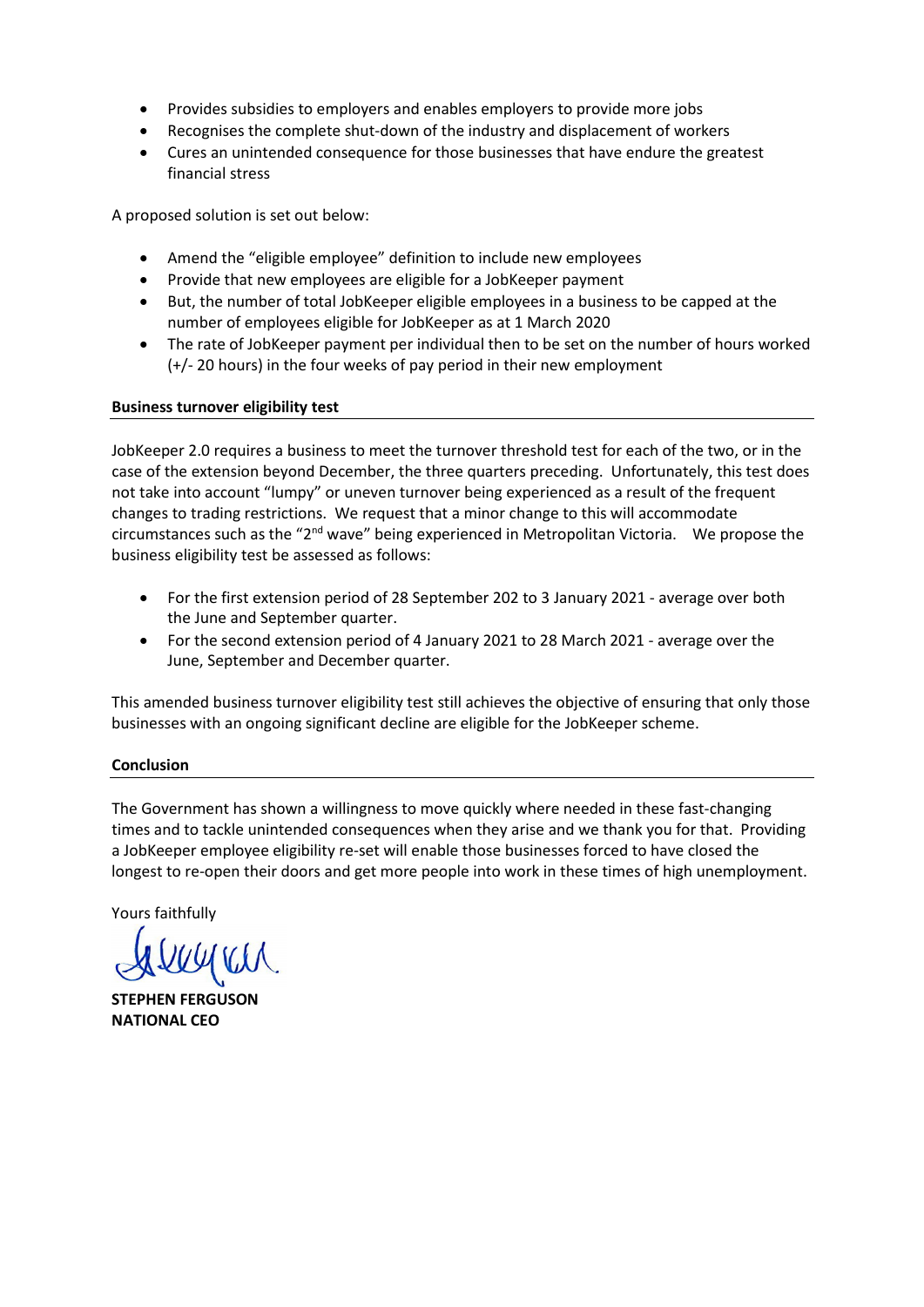- Provides subsidies to employers and enables employers to provide more jobs
- Recognises the complete shut-down of the industry and displacement of workers
- Cures an unintended consequence for those businesses that have endure the greatest financial stress

A proposed solution is set out below:

- Amend the "eligible employee" definition to include new employees
- Provide that new employees are eligible for a JobKeeper payment
- But, the number of total JobKeeper eligible employees in a business to be capped at the number of employees eligible for JobKeeper as at 1 March 2020
- The rate of JobKeeper payment per individual then to be set on the number of hours worked (+/- 20 hours) in the four weeks of pay period in their new employment

**Business turnover eligibility test**

JobKeeper 2.0 requires a business to meet the turnover threshold test for each of the two, or in the case of the extension beyond December, the three quarters preceding. Unfortunately, this test does not take into account "lumpy" or uneven turnover being experienced as a result of the frequent changes to trading restrictions. We request that a minor change to this will accommodate circumstances such as the "2nd wave" being experienced in Metropolitan Victoria. We propose the business eligibility test be assessed as follows:

- For the first extension period of 28 September 202 to 3 January 2021 - average over both the June and September quarter.
- For the second extension period of 4 January 2021 to 28 March 2021 - average over the June, September and December quarter.

This amended business turnover eligibility test still achieves the objective of ensuring that only those businesses with an ongoing significant decline are eligible for the JobKeeper scheme.

**Conclusion**

The Government has shown a willingness to move quickly where needed in these fast-changing times and to tackle unintended consequences when they arise and we thank you for that. Providing a JobKeeper employee eligibility re-set will enable those businesses forced to have closed the longest to re-open their doors and get more people into work in these times of high unemployment.

Yours faithfully

**STEPHEN FERGUSON**
**NATIONAL CEO**